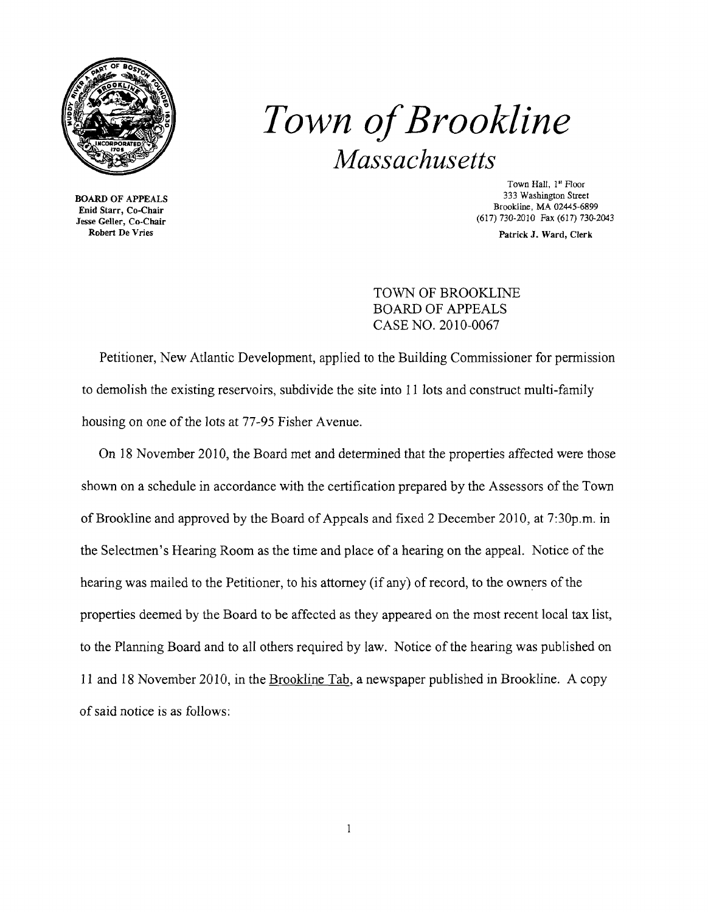# *Town of Brookline*

## *Massachusetts*

**BOARD OF APPEALS**
**Enid Starr, Co-Chair**
**Jesse Geller, Co-Chair**
**Robert De Vries**

Town Hall, 1st Floor
333 Washington Street
Brookline, MA 02445-6899
(617) 730-2010 Fax (617) 730-2043

**Patrick J. Ward, Clerk**

TOWN OF BROOKLINE
BOARD OF APPEALS
CASE NO. 2010-0067

Petitioner, New Atlantic Development, applied to the Building Commissioner for permission to demolish the existing reservoirs, subdivide the site into 11 lots and construct multi-family housing on one of the lots at 77-95 Fisher Avenue.

On 18 November 2010, the Board met and determined that the properties affected were those shown on a schedule in accordance with the certification prepared by the Assessors of the Town of Brookline and approved by the Board of Appeals and fixed 2 December 2010, at 7:30p.m. in the Selectmen's Hearing Room as the time and place of a hearing on the appeal. Notice of the hearing was mailed to the Petitioner, to his attorney (if any) of record, to the owners of the properties deemed by the Board to be affected as they appeared on the most recent local tax list, to the Planning Board and to all others required by law. Notice of the hearing was published on 11 and 18 November 2010, in the Brookline Tab, a newspaper published in Brookline. A copy of said notice is as follows: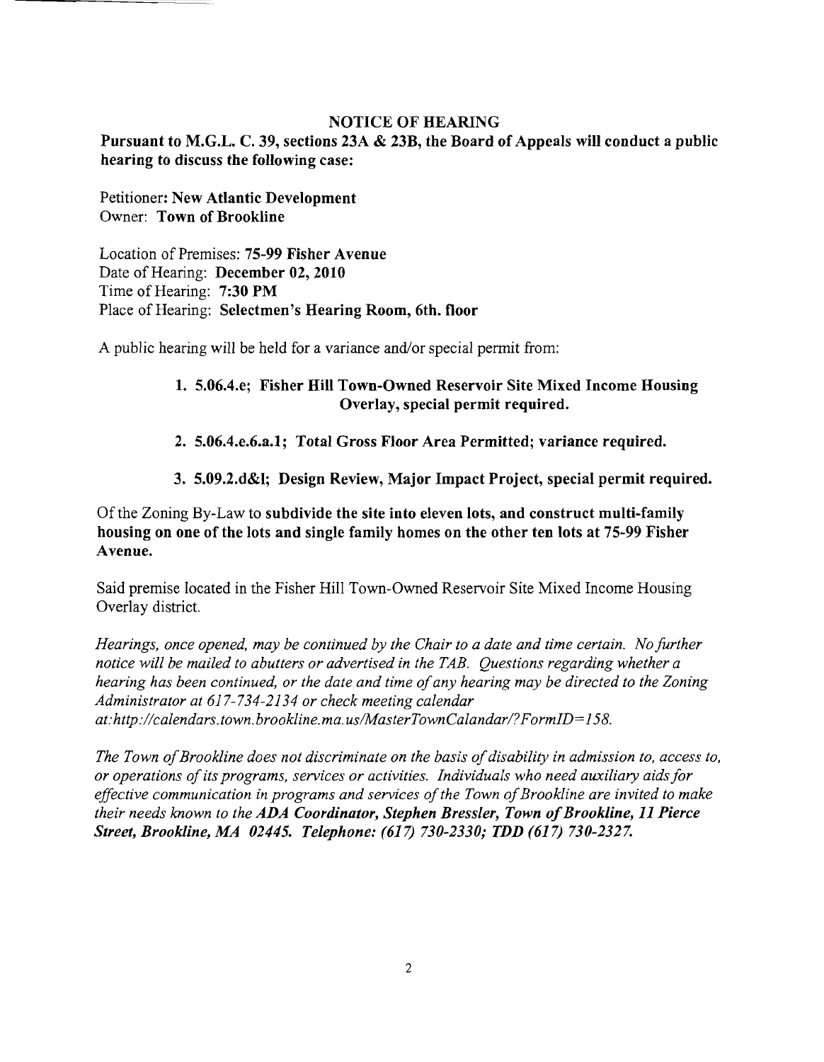## NOTICE OF HEARING

**Pursuant to M.G.L. C. 39, sections 23A & 23B, the Board of Appeals will conduct a public hearing to discuss the following case:**

Petitioner: **New Atlantic Development**
Owner: **Town of Brookline**

Location of Premises: **75-99 Fisher Avenue**
Date of Hearing: **December 02, 2010**
Time of Hearing: **7:30 PM**
Place of Hearing: **Selectmen's Hearing Room, 6th. floor**

A public hearing will be held for a variance and/or special permit from:

1. **5.06.4.e; Fisher Hill Town-Owned Reservoir Site Mixed Income Housing Overlay, special permit required.**
2. **5.06.4.e.6.a.1; Total Gross Floor Area Permitted; variance required.**
3. **5.09.2.d&l; Design Review, Major Impact Project, special permit required.**

Of the Zoning By-Law to **subdivide the site into eleven lots, and construct multi-family housing on one of the lots and single family homes on the other ten lots at 75-99 Fisher Avenue.**

Said premise located in the Fisher Hill Town-Owned Reservoir Site Mixed Income Housing Overlay district.

*Hearings, once opened, may be continued by the Chair to a date and time certain. No further notice will be mailed to abutters or advertised in the TAB. Questions regarding whether a hearing has been continued, or the date and time of any hearing may be directed to the Zoning Administrator at 617-734-2134 or check meeting calendar at:http://calendars.town.brookline.ma.us/MasterTownCalandar/?FormID=158.*

*The Town of Brookline does not discriminate on the basis of disability in admission to, access to, or operations of its programs, services or activities. Individuals who need auxiliary aids for effective communication in programs and services of the Town of Brookline are invited to make their needs known to the* ***ADA Coordinator, Stephen Bressler, Town of Brookline, 11 Pierce Street, Brookline, MA 02445. Telephone: (617) 730-2330; TDD (617) 730-2327.***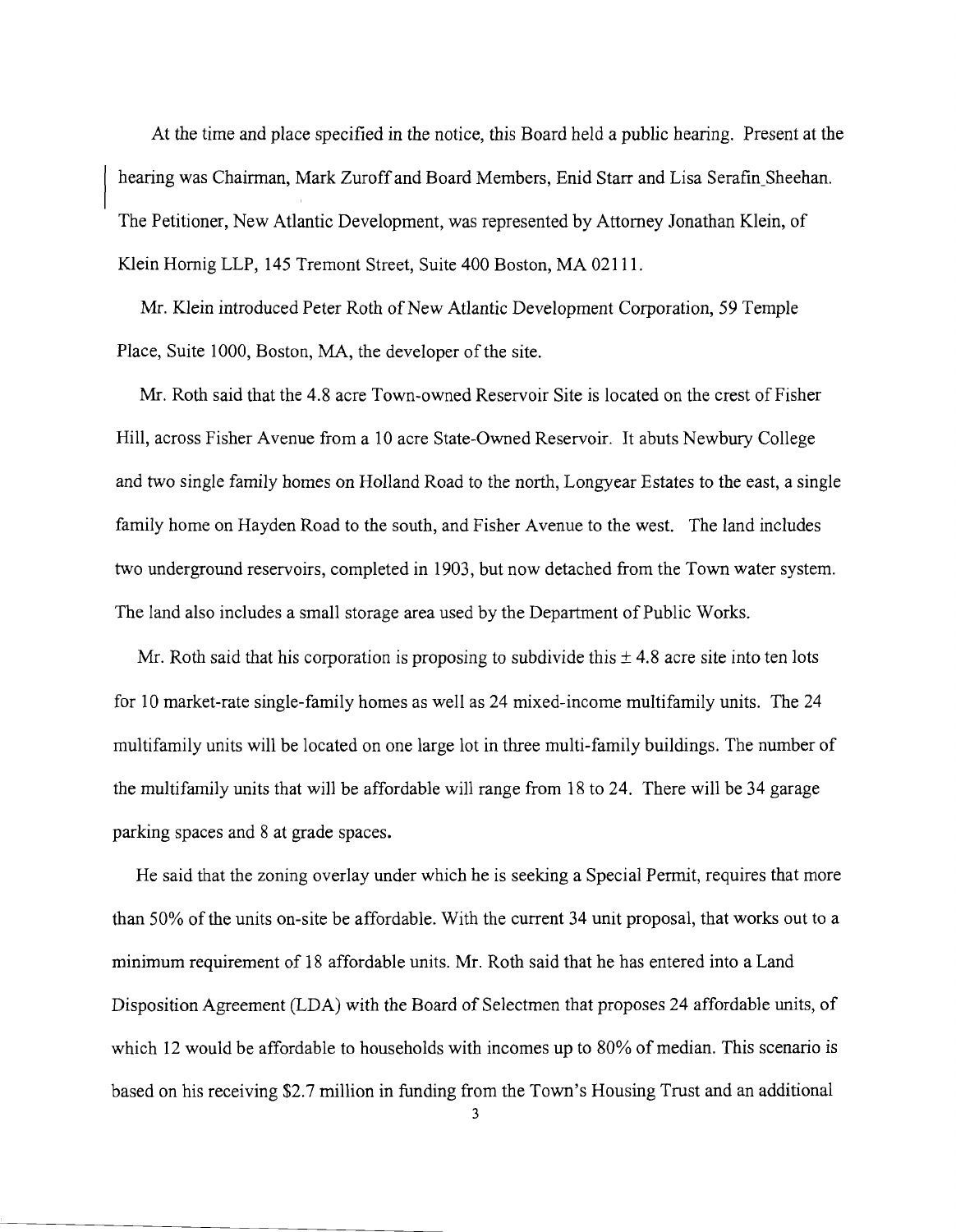At the time and place specified in the notice, this Board held a public hearing. Present at the hearing was Chairman, Mark Zuroff and Board Members, Enid Starr and Lisa Serafin_Sheehan. The Petitioner, New Atlantic Development, was represented by Attorney Jonathan Klein, of Klein Hornig LLP, 145 Tremont Street, Suite 400 Boston, MA 02111.

Mr. Klein introduced Peter Roth of New Atlantic Development Corporation, 59 Temple Place, Suite 1000, Boston, MA, the developer of the site.

Mr. Roth said that the 4.8 acre Town-owned Reservoir Site is located on the crest of Fisher Hill, across Fisher Avenue from a 10 acre State-Owned Reservoir. It abuts Newbury College and two single family homes on Holland Road to the north, Longyear Estates to the east, a single family home on Hayden Road to the south, and Fisher Avenue to the west. The land includes two underground reservoirs, completed in 1903, but now detached from the Town water system. The land also includes a small storage area used by the Department of Public Works.

Mr. Roth said that his corporation is proposing to subdivide this ± 4.8 acre site into ten lots for 10 market-rate single-family homes as well as 24 mixed-income multifamily units. The 24 multifamily units will be located on one large lot in three multi-family buildings. The number of the multifamily units that will be affordable will range from 18 to 24. There will be 34 garage parking spaces and 8 at grade spaces.

He said that the zoning overlay under which he is seeking a Special Permit, requires that more than 50% of the units on-site be affordable. With the current 34 unit proposal, that works out to a minimum requirement of 18 affordable units. Mr. Roth said that he has entered into a Land Disposition Agreement (LDA) with the Board of Selectmen that proposes 24 affordable units, of which 12 would be affordable to households with incomes up to 80% of median. This scenario is based on his receiving $2.7 million in funding from the Town's Housing Trust and an additional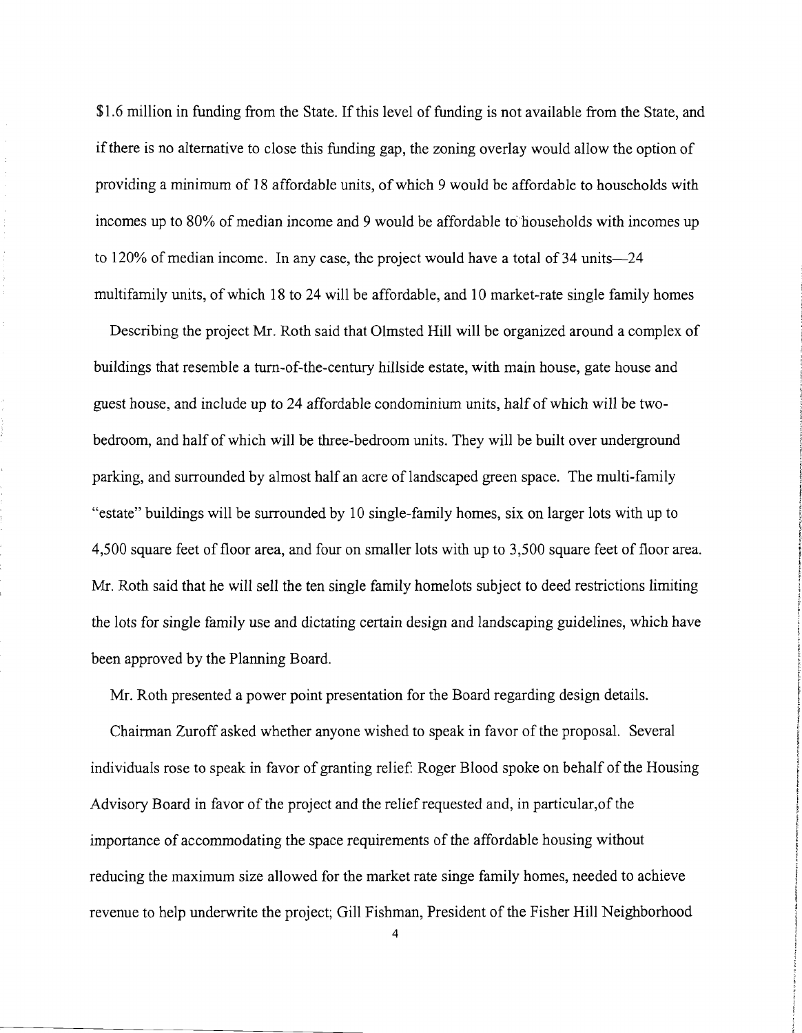$1.6 million in funding from the State. If this level of funding is not available from the State, and if there is no alternative to close this funding gap, the zoning overlay would allow the option of providing a minimum of 18 affordable units, of which 9 would be affordable to households with incomes up to 80% of median income and 9 would be affordable to households with incomes up to 120% of median income. In any case, the project would have a total of 34 units—24 multifamily units, of which 18 to 24 will be affordable, and 10 market-rate single family homes

Describing the project Mr. Roth said that Olmsted Hill will be organized around a complex of buildings that resemble a turn-of-the-century hillside estate, with main house, gate house and guest house, and include up to 24 affordable condominium units, half of which will be two-bedroom, and half of which will be three-bedroom units. They will be built over underground parking, and surrounded by almost half an acre of landscaped green space. The multi-family "estate" buildings will be surrounded by 10 single-family homes, six on larger lots with up to 4,500 square feet of floor area, and four on smaller lots with up to 3,500 square feet of floor area. Mr. Roth said that he will sell the ten single family homelots subject to deed restrictions limiting the lots for single family use and dictating certain design and landscaping guidelines, which have been approved by the Planning Board.

Mr. Roth presented a power point presentation for the Board regarding design details.

Chairman Zuroff asked whether anyone wished to speak in favor of the proposal. Several individuals rose to speak in favor of granting relief: Roger Blood spoke on behalf of the Housing Advisory Board in favor of the project and the relief requested and, in particular,of the importance of accommodating the space requirements of the affordable housing without reducing the maximum size allowed for the market rate singe family homes, needed to achieve revenue to help underwrite the project; Gill Fishman, President of the Fisher Hill Neighborhood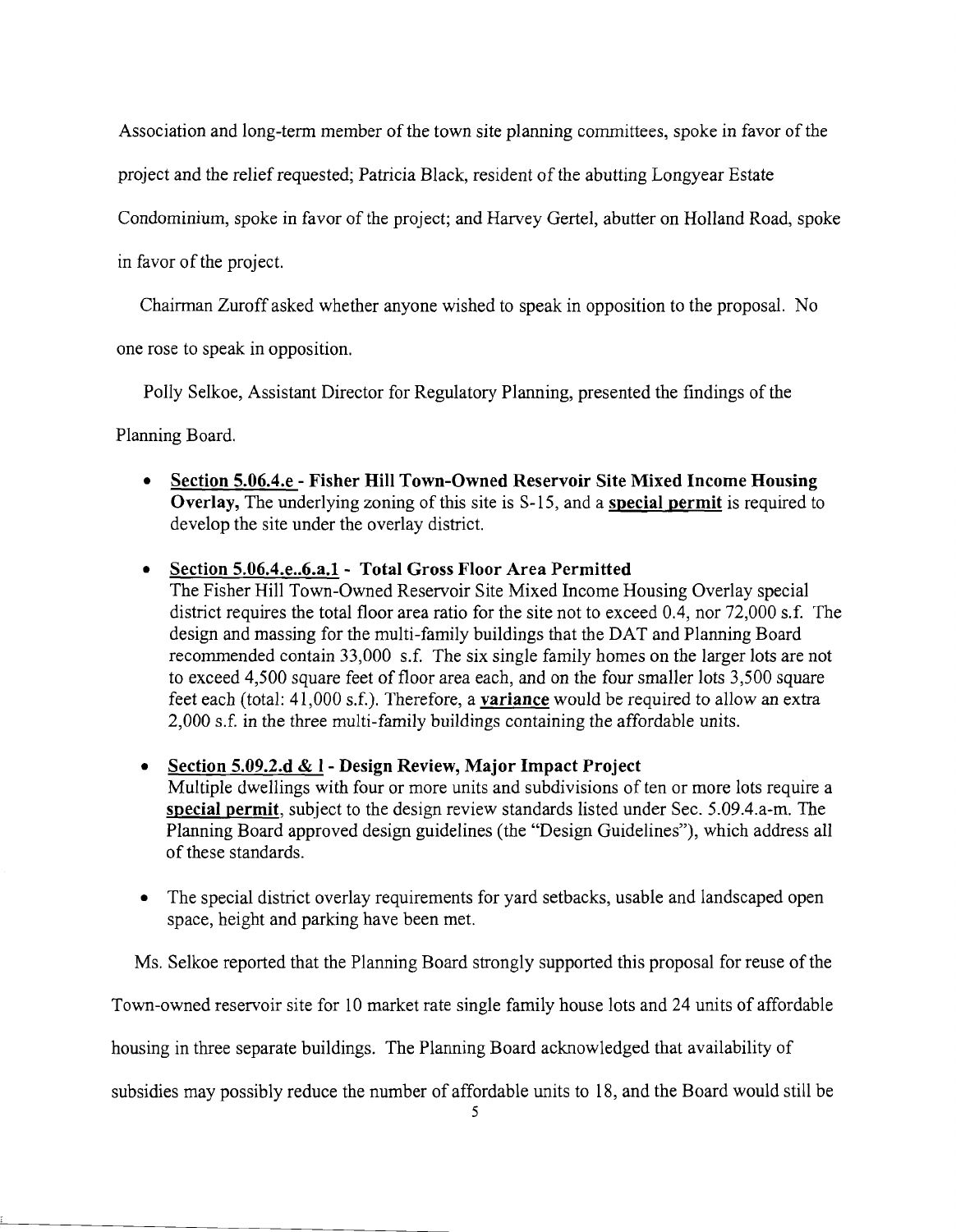Association and long-term member of the town site planning committees, spoke in favor of the project and the relief requested; Patricia Black, resident of the abutting Longyear Estate Condominium, spoke in favor of the project; and Harvey Gertel, abutter on Holland Road, spoke in favor of the project.

Chairman Zuroff asked whether anyone wished to speak in opposition to the proposal. No one rose to speak in opposition.

Polly Selkoe, Assistant Director for Regulatory Planning, presented the findings of the Planning Board.

- **Section 5.06.4.e - Fisher Hill Town-Owned Reservoir Site Mixed Income Housing Overlay,** The underlying zoning of this site is S-15, and a **special permit** is required to develop the site under the overlay district.

- **Section 5.06.4.e..6.a.1 - Total Gross Floor Area Permitted**
  The Fisher Hill Town-Owned Reservoir Site Mixed Income Housing Overlay special district requires the total floor area ratio for the site not to exceed 0.4, nor 72,000 s.f. The design and massing for the multi-family buildings that the DAT and Planning Board recommended contain 33,000 s.f. The six single family homes on the larger lots are not to exceed 4,500 square feet of floor area each, and on the four smaller lots 3,500 square feet each (total: 41,000 s.f.). Therefore, a **variance** would be required to allow an extra 2,000 s.f. in the three multi-family buildings containing the affordable units.

- **Section 5.09.2.d & l - Design Review, Major Impact Project**
  Multiple dwellings with four or more units and subdivisions of ten or more lots require a **special permit**, subject to the design review standards listed under Sec. 5.09.4.a-m. The Planning Board approved design guidelines (the "Design Guidelines"), which address all of these standards.

- The special district overlay requirements for yard setbacks, usable and landscaped open space, height and parking have been met.

Ms. Selkoe reported that the Planning Board strongly supported this proposal for reuse of the Town-owned reservoir site for 10 market rate single family house lots and 24 units of affordable housing in three separate buildings. The Planning Board acknowledged that availability of subsidies may possibly reduce the number of affordable units to 18, and the Board would still be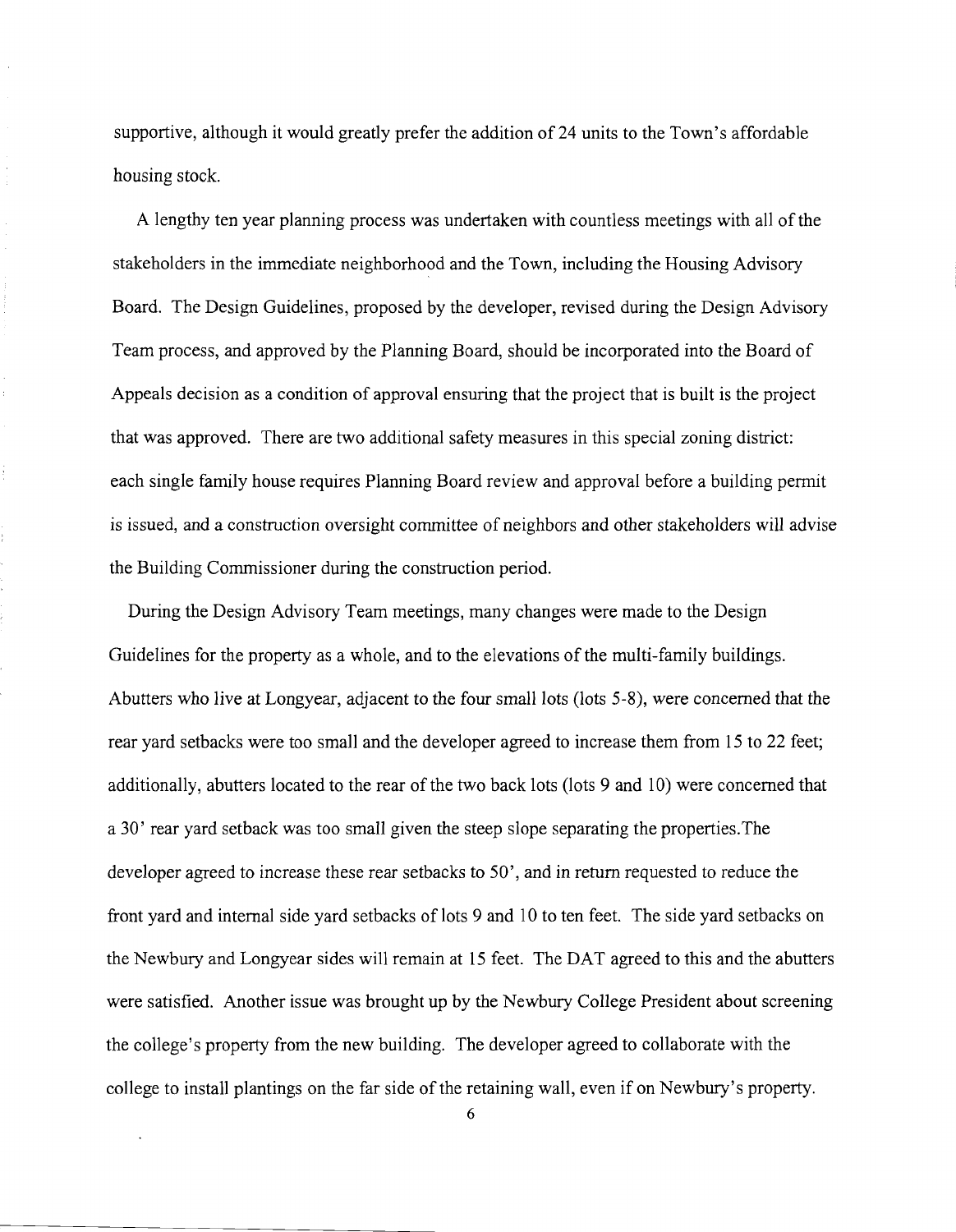supportive, although it would greatly prefer the addition of 24 units to the Town's affordable housing stock.

A lengthy ten year planning process was undertaken with countless meetings with all of the stakeholders in the immediate neighborhood and the Town, including the Housing Advisory Board. The Design Guidelines, proposed by the developer, revised during the Design Advisory Team process, and approved by the Planning Board, should be incorporated into the Board of Appeals decision as a condition of approval ensuring that the project that is built is the project that was approved. There are two additional safety measures in this special zoning district: each single family house requires Planning Board review and approval before a building permit is issued, and a construction oversight committee of neighbors and other stakeholders will advise the Building Commissioner during the construction period.

During the Design Advisory Team meetings, many changes were made to the Design Guidelines for the property as a whole, and to the elevations of the multi-family buildings. Abutters who live at Longyear, adjacent to the four small lots (lots 5-8), were concerned that the rear yard setbacks were too small and the developer agreed to increase them from 15 to 22 feet; additionally, abutters located to the rear of the two back lots (lots 9 and 10) were concerned that a 30' rear yard setback was too small given the steep slope separating the properties.The developer agreed to increase these rear setbacks to 50', and in return requested to reduce the front yard and internal side yard setbacks of lots 9 and 10 to ten feet. The side yard setbacks on the Newbury and Longyear sides will remain at 15 feet. The DAT agreed to this and the abutters were satisfied. Another issue was brought up by the Newbury College President about screening the college's property from the new building. The developer agreed to collaborate with the college to install plantings on the far side of the retaining wall, even if on Newbury's property.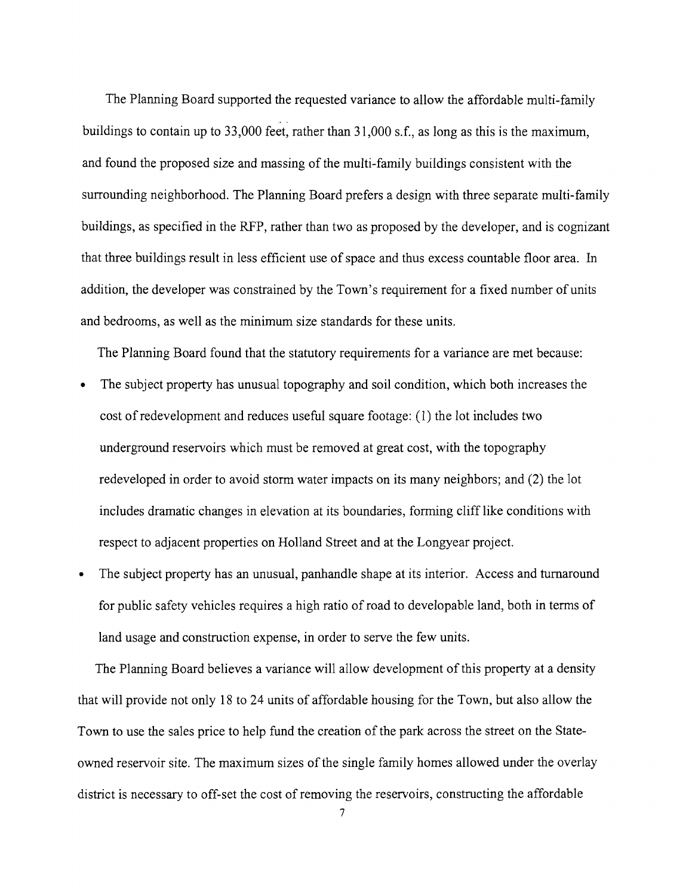The Planning Board supported the requested variance to allow the affordable multi-family buildings to contain up to 33,000 feet, rather than 31,000 s.f., as long as this is the maximum, and found the proposed size and massing of the multi-family buildings consistent with the surrounding neighborhood. The Planning Board prefers a design with three separate multi-family buildings, as specified in the RFP, rather than two as proposed by the developer, and is cognizant that three buildings result in less efficient use of space and thus excess countable floor area. In addition, the developer was constrained by the Town's requirement for a fixed number of units and bedrooms, as well as the minimum size standards for these units.

The Planning Board found that the statutory requirements for a variance are met because:

- The subject property has unusual topography and soil condition, which both increases the cost of redevelopment and reduces useful square footage: (1) the lot includes two underground reservoirs which must be removed at great cost, with the topography redeveloped in order to avoid storm water impacts on its many neighbors; and (2) the lot includes dramatic changes in elevation at its boundaries, forming cliff like conditions with respect to adjacent properties on Holland Street and at the Longyear project.
- The subject property has an unusual, panhandle shape at its interior. Access and turnaround for public safety vehicles requires a high ratio of road to developable land, both in terms of land usage and construction expense, in order to serve the few units.

The Planning Board believes a variance will allow development of this property at a density that will provide not only 18 to 24 units of affordable housing for the Town, but also allow the Town to use the sales price to help fund the creation of the park across the street on the State-owned reservoir site. The maximum sizes of the single family homes allowed under the overlay district is necessary to off-set the cost of removing the reservoirs, constructing the affordable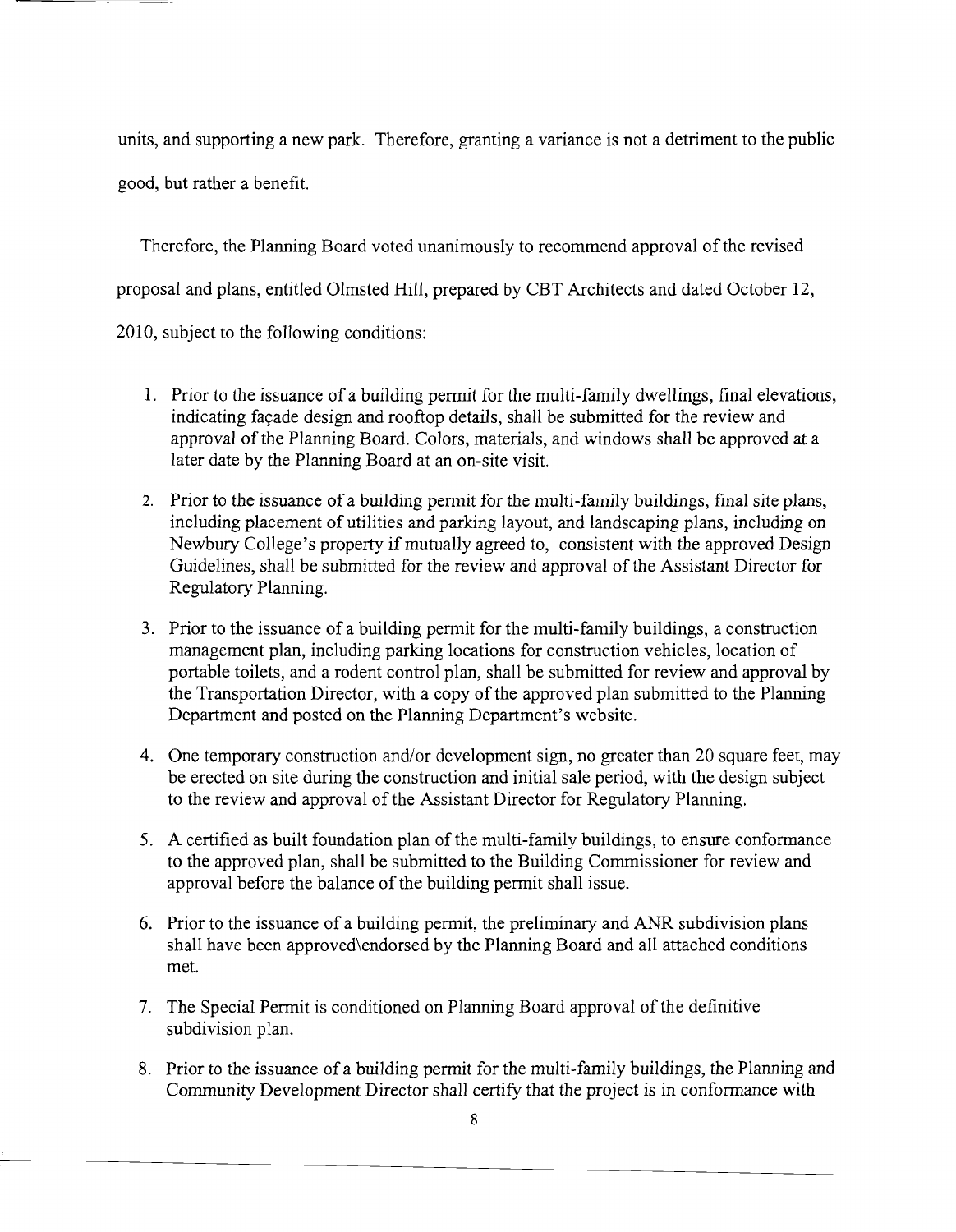units, and supporting a new park. Therefore, granting a variance is not a detriment to the public good, but rather a benefit.

Therefore, the Planning Board voted unanimously to recommend approval of the revised proposal and plans, entitled Olmsted Hill, prepared by CBT Architects and dated October 12, 2010, subject to the following conditions:

1. Prior to the issuance of a building permit for the multi-family dwellings, final elevations, indicating façade design and rooftop details, shall be submitted for the review and approval of the Planning Board. Colors, materials, and windows shall be approved at a later date by the Planning Board at an on-site visit.

2. Prior to the issuance of a building permit for the multi-family buildings, final site plans, including placement of utilities and parking layout, and landscaping plans, including on Newbury College's property if mutually agreed to, consistent with the approved Design Guidelines, shall be submitted for the review and approval of the Assistant Director for Regulatory Planning.

3. Prior to the issuance of a building permit for the multi-family buildings, a construction management plan, including parking locations for construction vehicles, location of portable toilets, and a rodent control plan, shall be submitted for review and approval by the Transportation Director, with a copy of the approved plan submitted to the Planning Department and posted on the Planning Department's website.

4. One temporary construction and/or development sign, no greater than 20 square feet, may be erected on site during the construction and initial sale period, with the design subject to the review and approval of the Assistant Director for Regulatory Planning.

5. A certified as built foundation plan of the multi-family buildings, to ensure conformance to the approved plan, shall be submitted to the Building Commissioner for review and approval before the balance of the building permit shall issue.

6. Prior to the issuance of a building permit, the preliminary and ANR subdivision plans shall have been approved\endorsed by the Planning Board and all attached conditions met.

7. The Special Permit is conditioned on Planning Board approval of the definitive subdivision plan.

8. Prior to the issuance of a building permit for the multi-family buildings, the Planning and Community Development Director shall certify that the project is in conformance with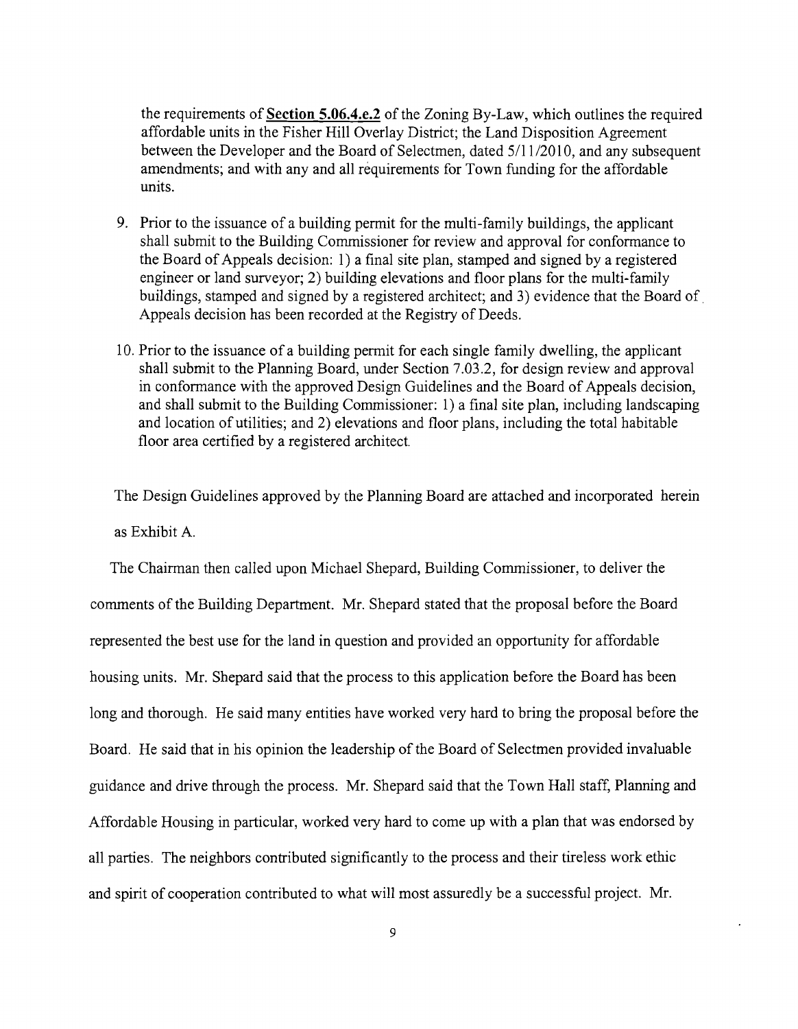the requirements of **Section 5.06.4.e.2** of the Zoning By-Law, which outlines the required affordable units in the Fisher Hill Overlay District; the Land Disposition Agreement between the Developer and the Board of Selectmen, dated 5/11/2010, and any subsequent amendments; and with any and all requirements for Town funding for the affordable units.

9. Prior to the issuance of a building permit for the multi-family buildings, the applicant shall submit to the Building Commissioner for review and approval for conformance to the Board of Appeals decision: 1) a final site plan, stamped and signed by a registered engineer or land surveyor; 2) building elevations and floor plans for the multi-family buildings, stamped and signed by a registered architect; and 3) evidence that the Board of Appeals decision has been recorded at the Registry of Deeds.

10. Prior to the issuance of a building permit for each single family dwelling, the applicant shall submit to the Planning Board, under Section 7.03.2, for design review and approval in conformance with the approved Design Guidelines and the Board of Appeals decision, and shall submit to the Building Commissioner: 1) a final site plan, including landscaping and location of utilities; and 2) elevations and floor plans, including the total habitable floor area certified by a registered architect.

The Design Guidelines approved by the Planning Board are attached and incorporated herein as Exhibit A.

The Chairman then called upon Michael Shepard, Building Commissioner, to deliver the comments of the Building Department. Mr. Shepard stated that the proposal before the Board represented the best use for the land in question and provided an opportunity for affordable housing units. Mr. Shepard said that the process to this application before the Board has been long and thorough. He said many entities have worked very hard to bring the proposal before the Board. He said that in his opinion the leadership of the Board of Selectmen provided invaluable guidance and drive through the process. Mr. Shepard said that the Town Hall staff, Planning and Affordable Housing in particular, worked very hard to come up with a plan that was endorsed by all parties. The neighbors contributed significantly to the process and their tireless work ethic and spirit of cooperation contributed to what will most assuredly be a successful project. Mr.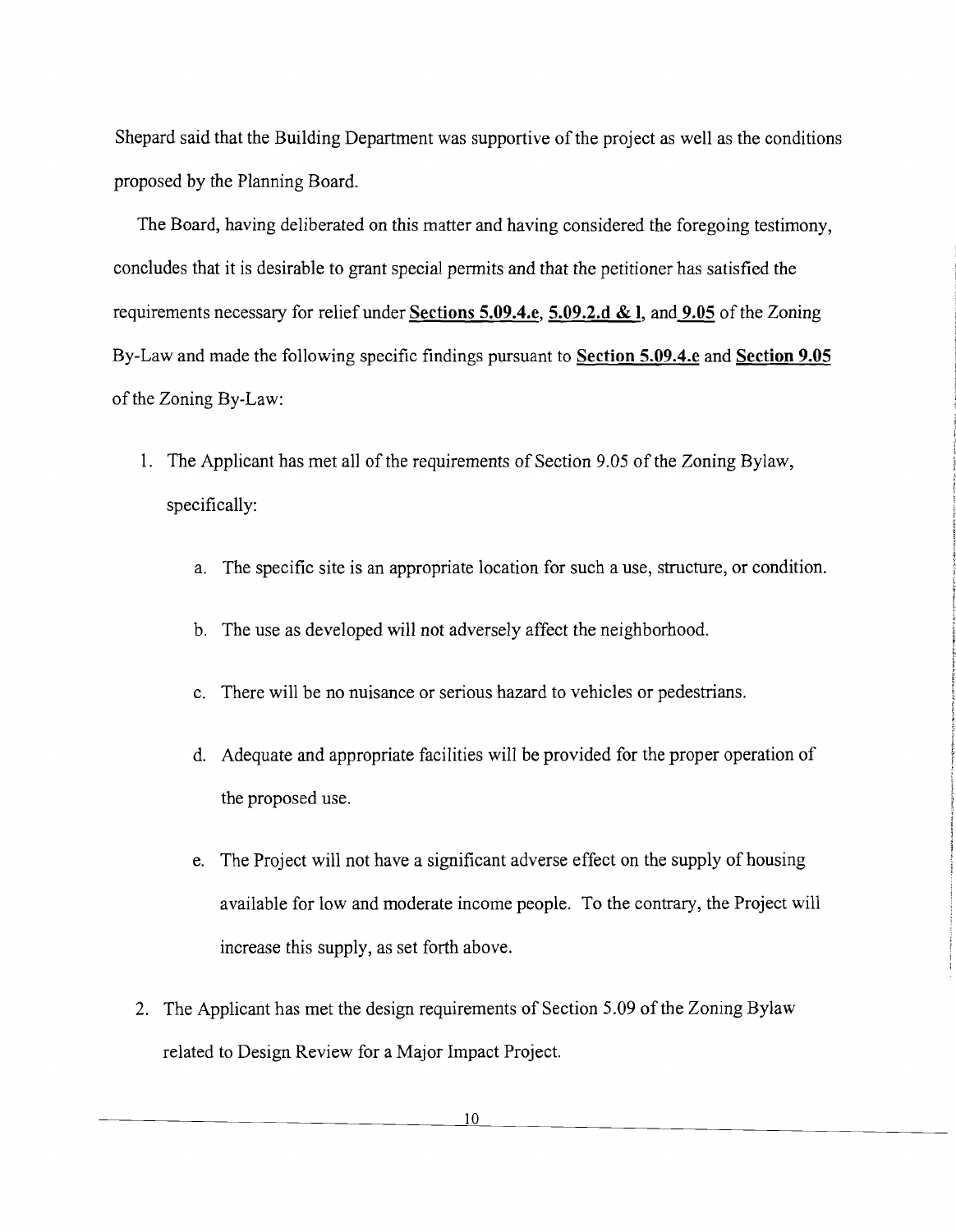Shepard said that the Building Department was supportive of the project as well as the conditions proposed by the Planning Board.

The Board, having deliberated on this matter and having considered the foregoing testimony, concludes that it is desirable to grant special permits and that the petitioner has satisfied the requirements necessary for relief under **Sections 5.09.4.e**, **5.09.2.d & l**, and **9.05** of the Zoning By-Law and made the following specific findings pursuant to **Section 5.09.4.e** and **Section 9.05** of the Zoning By-Law:

1. The Applicant has met all of the requirements of Section 9.05 of the Zoning Bylaw, specifically:

    a. The specific site is an appropriate location for such a use, structure, or condition.

    b. The use as developed will not adversely affect the neighborhood.

    c. There will be no nuisance or serious hazard to vehicles or pedestrians.

    d. Adequate and appropriate facilities will be provided for the proper operation of the proposed use.

    e. The Project will not have a significant adverse effect on the supply of housing available for low and moderate income people. To the contrary, the Project will increase this supply, as set forth above.

2. The Applicant has met the design requirements of Section 5.09 of the Zoning Bylaw related to Design Review for a Major Impact Project.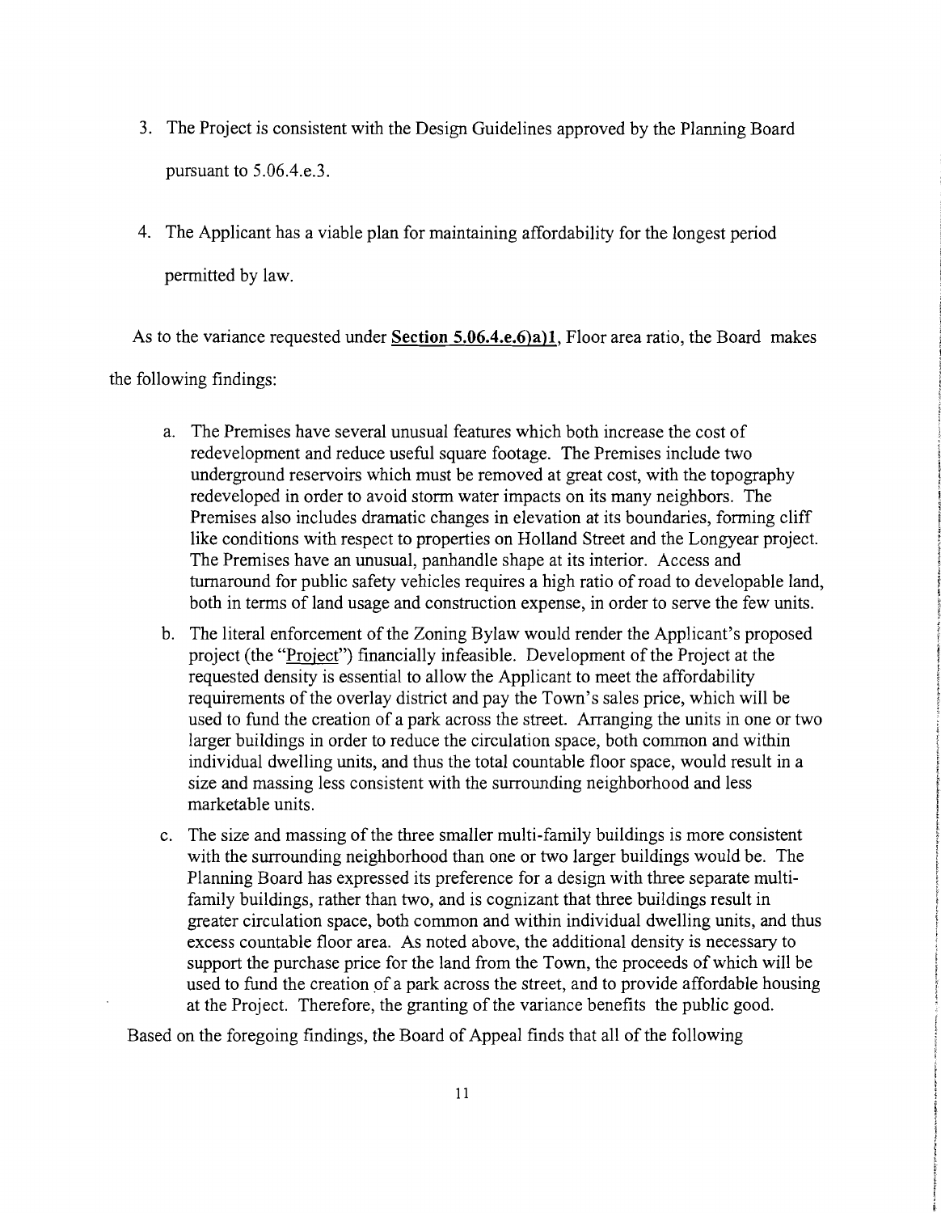3. The Project is consistent with the Design Guidelines approved by the Planning Board pursuant to 5.06.4.e.3.

4. The Applicant has a viable plan for maintaining affordability for the longest period permitted by law.

As to the variance requested under **Section 5.06.4.e.6)a)1**, Floor area ratio, the Board makes the following findings:

a. The Premises have several unusual features which both increase the cost of redevelopment and reduce useful square footage. The Premises include two underground reservoirs which must be removed at great cost, with the topography redeveloped in order to avoid storm water impacts on its many neighbors. The Premises also includes dramatic changes in elevation at its boundaries, forming cliff like conditions with respect to properties on Holland Street and the Longyear project. The Premises have an unusual, panhandle shape at its interior. Access and turnaround for public safety vehicles requires a high ratio of road to developable land, both in terms of land usage and construction expense, in order to serve the few units.

b. The literal enforcement of the Zoning Bylaw would render the Applicant's proposed project (the "Project") financially infeasible. Development of the Project at the requested density is essential to allow the Applicant to meet the affordability requirements of the overlay district and pay the Town's sales price, which will be used to fund the creation of a park across the street. Arranging the units in one or two larger buildings in order to reduce the circulation space, both common and within individual dwelling units, and thus the total countable floor space, would result in a size and massing less consistent with the surrounding neighborhood and less marketable units.

c. The size and massing of the three smaller multi-family buildings is more consistent with the surrounding neighborhood than one or two larger buildings would be. The Planning Board has expressed its preference for a design with three separate multi-family buildings, rather than two, and is cognizant that three buildings result in greater circulation space, both common and within individual dwelling units, and thus excess countable floor area. As noted above, the additional density is necessary to support the purchase price for the land from the Town, the proceeds of which will be used to fund the creation of a park across the street, and to provide affordable housing at the Project. Therefore, the granting of the variance benefits the public good.

Based on the foregoing findings, the Board of Appeal finds that all of the following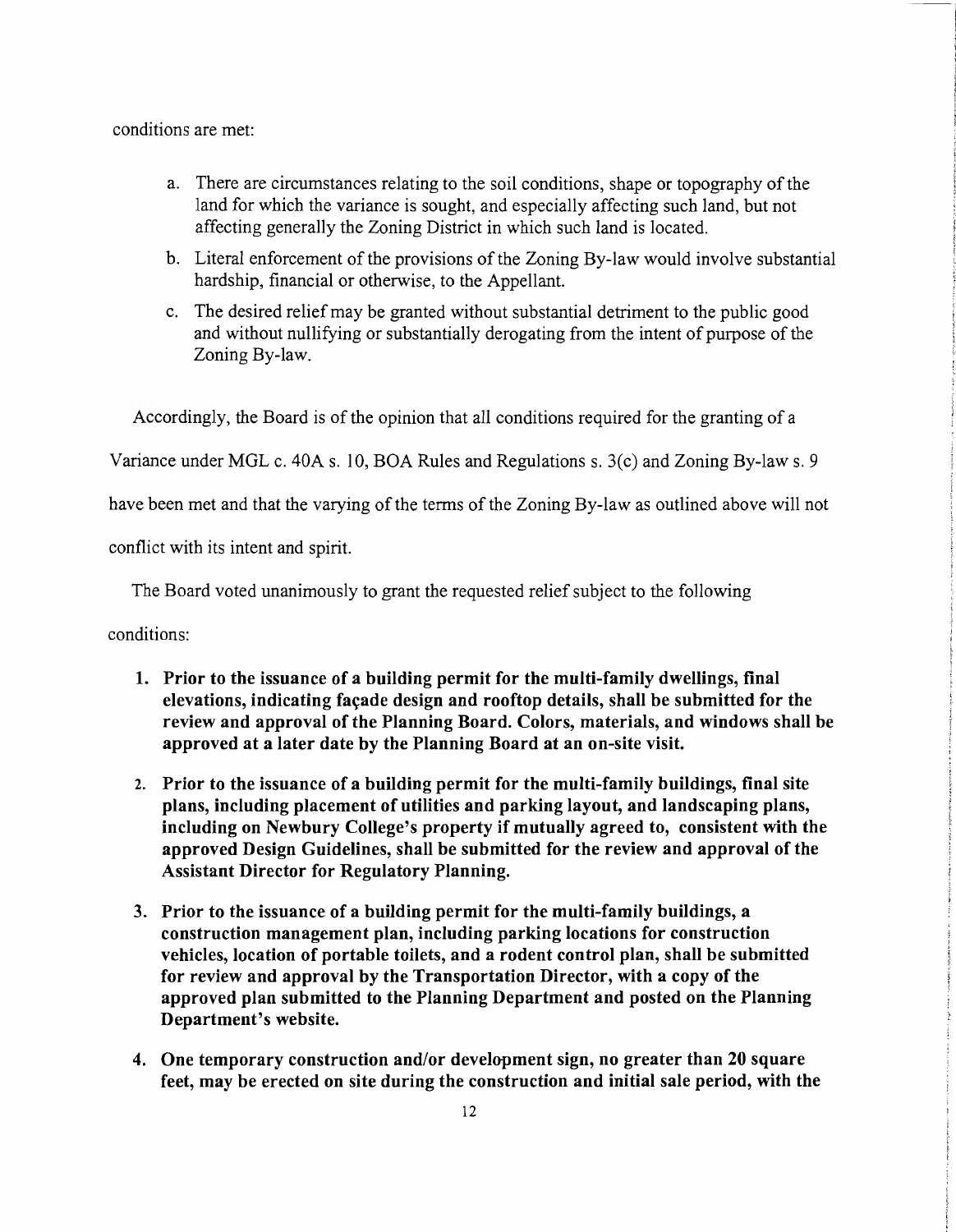conditions are met:

a. There are circumstances relating to the soil conditions, shape or topography of the land for which the variance is sought, and especially affecting such land, but not affecting generally the Zoning District in which such land is located.

b. Literal enforcement of the provisions of the Zoning By-law would involve substantial hardship, financial or otherwise, to the Appellant.

c. The desired relief may be granted without substantial detriment to the public good and without nullifying or substantially derogating from the intent of purpose of the Zoning By-law.

Accordingly, the Board is of the opinion that all conditions required for the granting of a Variance under MGL c. 40A s. 10, BOA Rules and Regulations s. 3(c) and Zoning By-law s. 9 have been met and that the varying of the terms of the Zoning By-law as outlined above will not conflict with its intent and spirit.

The Board voted unanimously to grant the requested relief subject to the following conditions:

1. **Prior to the issuance of a building permit for the multi-family dwellings, final elevations, indicating façade design and rooftop details, shall be submitted for the review and approval of the Planning Board. Colors, materials, and windows shall be approved at a later date by the Planning Board at an on-site visit.**

2. **Prior to the issuance of a building permit for the multi-family buildings, final site plans, including placement of utilities and parking layout, and landscaping plans, including on Newbury College's property if mutually agreed to, consistent with the approved Design Guidelines, shall be submitted for the review and approval of the Assistant Director for Regulatory Planning.**

3. **Prior to the issuance of a building permit for the multi-family buildings, a construction management plan, including parking locations for construction vehicles, location of portable toilets, and a rodent control plan, shall be submitted for review and approval by the Transportation Director, with a copy of the approved plan submitted to the Planning Department and posted on the Planning Department's website.**

4. **One temporary construction and/or development sign, no greater than 20 square feet, may be erected on site during the construction and initial sale period, with the**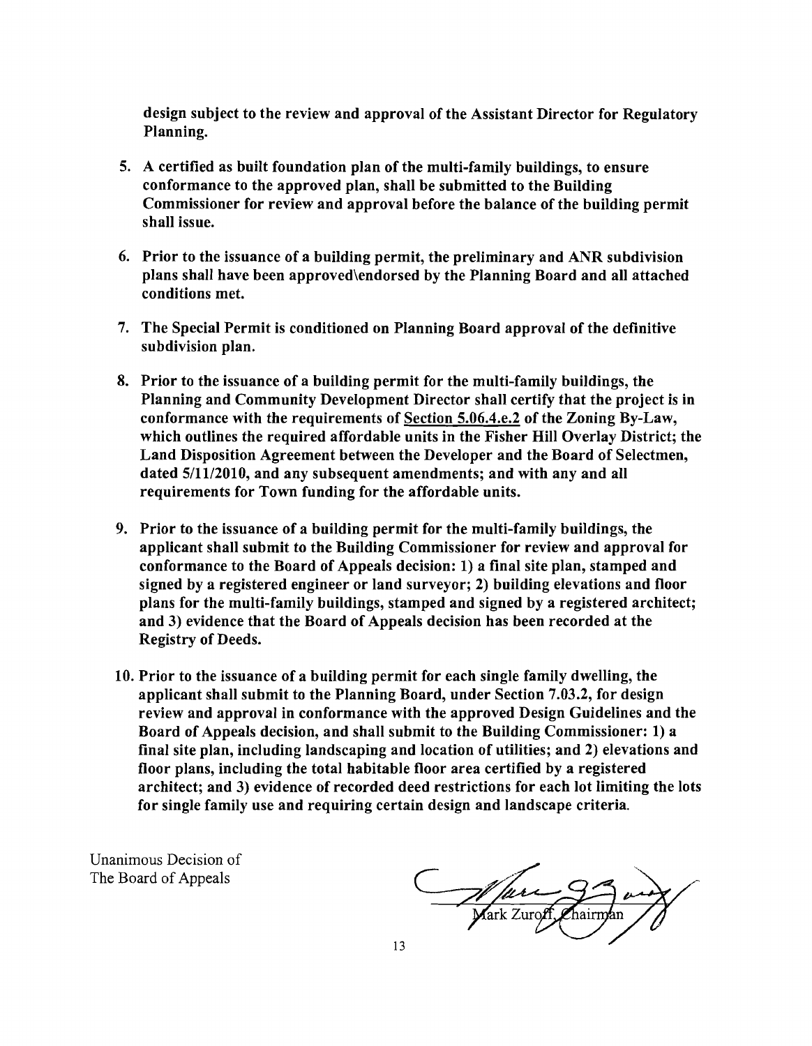**design subject to the review and approval of the Assistant Director for Regulatory Planning.**

5. **A certified as built foundation plan of the multi-family buildings, to ensure conformance to the approved plan, shall be submitted to the Building Commissioner for review and approval before the balance of the building permit shall issue.**

6. **Prior to the issuance of a building permit, the preliminary and ANR subdivision plans shall have been approved\endorsed by the Planning Board and all attached conditions met.**

7. **The Special Permit is conditioned on Planning Board approval of the definitive subdivision plan.**

8. **Prior to the issuance of a building permit for the multi-family buildings, the Planning and Community Development Director shall certify that the project is in conformance with the requirements of <u>Section 5.06.4.e.2</u> of the Zoning By-Law, which outlines the required affordable units in the Fisher Hill Overlay District; the Land Disposition Agreement between the Developer and the Board of Selectmen, dated 5/11/2010, and any subsequent amendments; and with any and all requirements for Town funding for the affordable units.**

9. **Prior to the issuance of a building permit for the multi-family buildings, the applicant shall submit to the Building Commissioner for review and approval for conformance to the Board of Appeals decision: 1) a final site plan, stamped and signed by a registered engineer or land surveyor; 2) building elevations and floor plans for the multi-family buildings, stamped and signed by a registered architect; and 3) evidence that the Board of Appeals decision has been recorded at the Registry of Deeds.**

10. **Prior to the issuance of a building permit for each single family dwelling, the applicant shall submit to the Planning Board, under Section 7.03.2, for design review and approval in conformance with the approved Design Guidelines and the Board of Appeals decision, and shall submit to the Building Commissioner: 1) a final site plan, including landscaping and location of utilities; and 2) elevations and floor plans, including the total habitable floor area certified by a registered architect; and 3) evidence of recorded deed restrictions for each lot limiting the lots for single family use and requiring certain design and landscape criteria.**

Unanimous Decision of
The Board of Appeals

Mark Zuroff, Chairman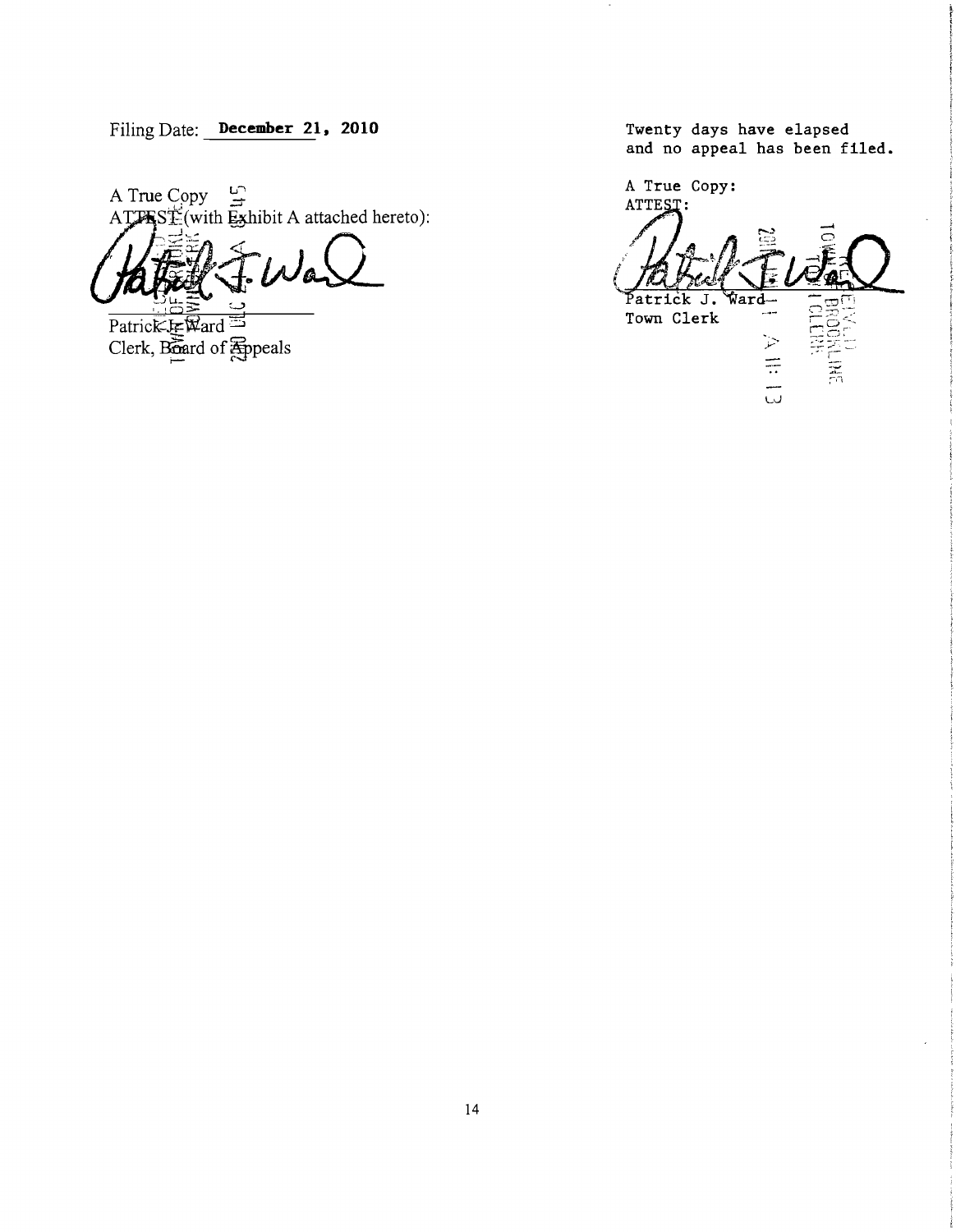Filing Date: **December 21, 2010**

A True Copy
ATTEST (with Exhibit A attached hereto):

Patrick J. Ward
Clerk, Board of Appeals

Twenty days have elapsed
and no appeal has been filed.

A True Copy:
ATTEST:

Patrick J. Ward
Town Clerk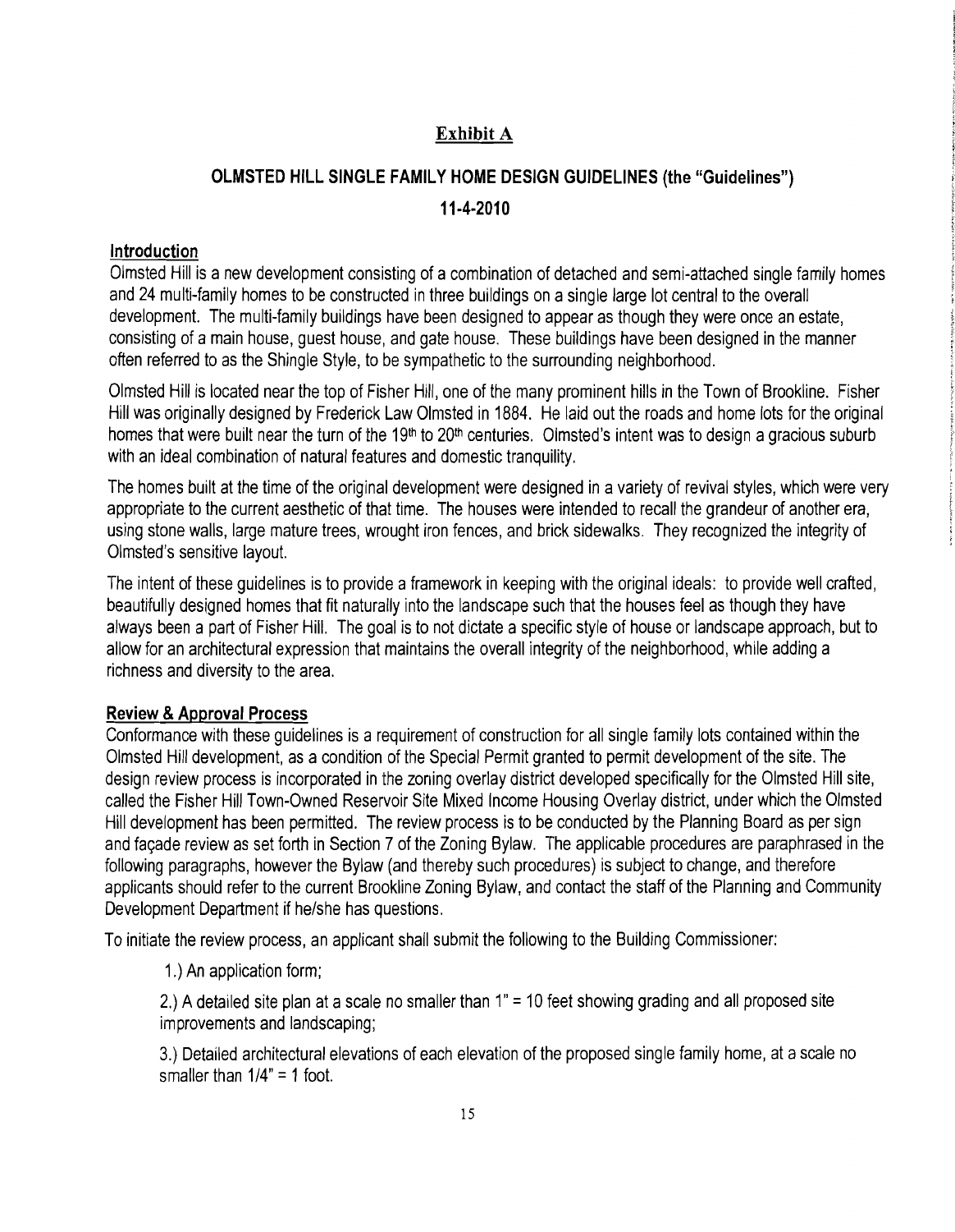## Exhibit A

## OLMSTED HILL SINGLE FAMILY HOME DESIGN GUIDELINES (the "Guidelines")

## 11-4-2010

### Introduction

Olmsted Hill is a new development consisting of a combination of detached and semi-attached single family homes and 24 multi-family homes to be constructed in three buildings on a single large lot central to the overall development. The multi-family buildings have been designed to appear as though they were once an estate, consisting of a main house, guest house, and gate house. These buildings have been designed in the manner often referred to as the Shingle Style, to be sympathetic to the surrounding neighborhood.

Olmsted Hill is located near the top of Fisher Hill, one of the many prominent hills in the Town of Brookline. Fisher Hill was originally designed by Frederick Law Olmsted in 1884. He laid out the roads and home lots for the original homes that were built near the turn of the 19th to 20th centuries. Olmsted's intent was to design a gracious suburb with an ideal combination of natural features and domestic tranquility.

The homes built at the time of the original development were designed in a variety of revival styles, which were very appropriate to the current aesthetic of that time. The houses were intended to recall the grandeur of another era, using stone walls, large mature trees, wrought iron fences, and brick sidewalks. They recognized the integrity of Olmsted's sensitive layout.

The intent of these guidelines is to provide a framework in keeping with the original ideals: to provide well crafted, beautifully designed homes that fit naturally into the landscape such that the houses feel as though they have always been a part of Fisher Hill. The goal is to not dictate a specific style of house or landscape approach, but to allow for an architectural expression that maintains the overall integrity of the neighborhood, while adding a richness and diversity to the area.

### Review & Approval Process

Conformance with these guidelines is a requirement of construction for all single family lots contained within the Olmsted Hill development, as a condition of the Special Permit granted to permit development of the site. The design review process is incorporated in the zoning overlay district developed specifically for the Olmsted Hill site, called the Fisher Hill Town-Owned Reservoir Site Mixed Income Housing Overlay district, under which the Olmsted Hill development has been permitted. The review process is to be conducted by the Planning Board as per sign and façade review as set forth in Section 7 of the Zoning Bylaw. The applicable procedures are paraphrased in the following paragraphs, however the Bylaw (and thereby such procedures) is subject to change, and therefore applicants should refer to the current Brookline Zoning Bylaw, and contact the staff of the Planning and Community Development Department if he/she has questions.

To initiate the review process, an applicant shall submit the following to the Building Commissioner:

1.) An application form;

2.) A detailed site plan at a scale no smaller than 1" = 10 feet showing grading and all proposed site improvements and landscaping;

3.) Detailed architectural elevations of each elevation of the proposed single family home, at a scale no smaller than 1/4" = 1 foot.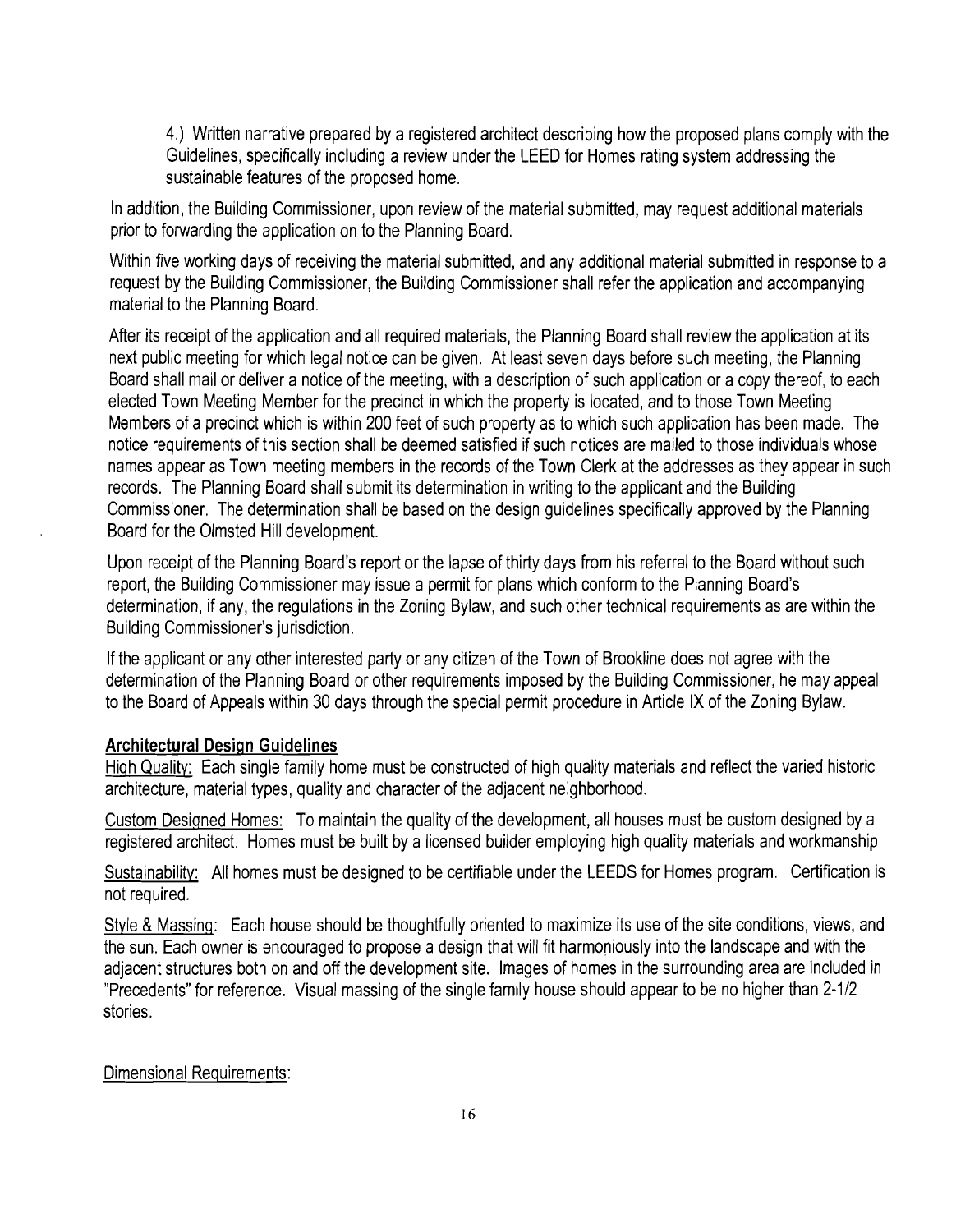4.) Written narrative prepared by a registered architect describing how the proposed plans comply with the Guidelines, specifically including a review under the LEED for Homes rating system addressing the sustainable features of the proposed home.

In addition, the Building Commissioner, upon review of the material submitted, may request additional materials prior to forwarding the application on to the Planning Board.

Within five working days of receiving the material submitted, and any additional material submitted in response to a request by the Building Commissioner, the Building Commissioner shall refer the application and accompanying material to the Planning Board.

After its receipt of the application and all required materials, the Planning Board shall review the application at its next public meeting for which legal notice can be given. At least seven days before such meeting, the Planning Board shall mail or deliver a notice of the meeting, with a description of such application or a copy thereof, to each elected Town Meeting Member for the precinct in which the property is located, and to those Town Meeting Members of a precinct which is within 200 feet of such property as to which such application has been made. The notice requirements of this section shall be deemed satisfied if such notices are mailed to those individuals whose names appear as Town meeting members in the records of the Town Clerk at the addresses as they appear in such records. The Planning Board shall submit its determination in writing to the applicant and the Building Commissioner. The determination shall be based on the design guidelines specifically approved by the Planning Board for the Olmsted Hill development.

Upon receipt of the Planning Board's report or the lapse of thirty days from his referral to the Board without such report, the Building Commissioner may issue a permit for plans which conform to the Planning Board's determination, if any, the regulations in the Zoning Bylaw, and such other technical requirements as are within the Building Commissioner's jurisdiction.

If the applicant or any other interested party or any citizen of the Town of Brookline does not agree with the determination of the Planning Board or other requirements imposed by the Building Commissioner, he may appeal to the Board of Appeals within 30 days through the special permit procedure in Article IX of the Zoning Bylaw.

## Architectural Design Guidelines

High Quality: Each single family home must be constructed of high quality materials and reflect the varied historic architecture, material types, quality and character of the adjacent neighborhood.

Custom Designed Homes: To maintain the quality of the development, all houses must be custom designed by a registered architect. Homes must be built by a licensed builder employing high quality materials and workmanship

Sustainability: All homes must be designed to be certifiable under the LEEDS for Homes program. Certification is not required.

Style & Massing: Each house should be thoughtfully oriented to maximize its use of the site conditions, views, and the sun. Each owner is encouraged to propose a design that will fit harmoniously into the landscape and with the adjacent structures both on and off the development site. Images of homes in the surrounding area are included in "Precedents" for reference. Visual massing of the single family house should appear to be no higher than 2-1/2 stories.

Dimensional Requirements: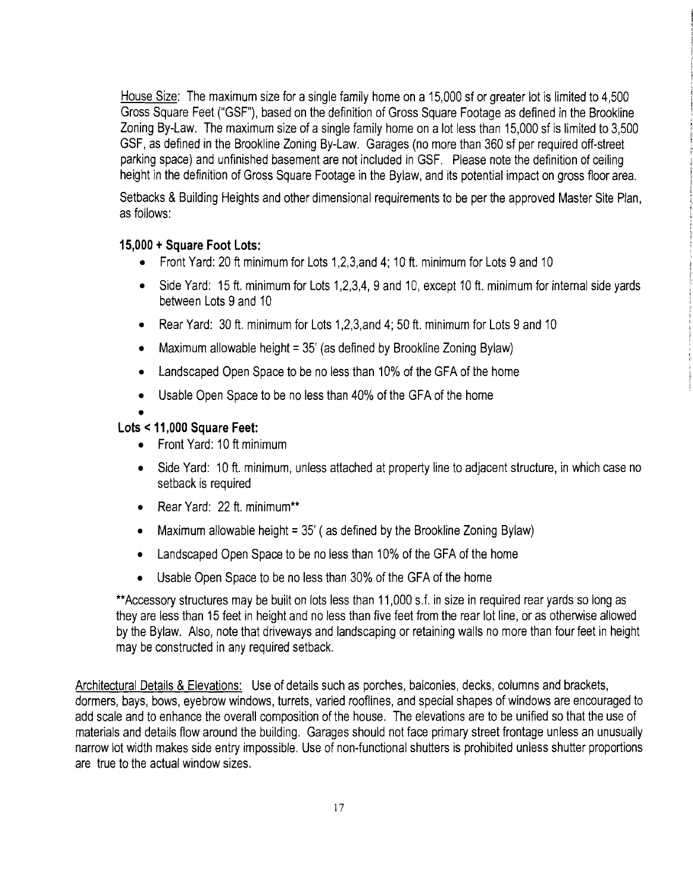House Size: The maximum size for a single family home on a 15,000 sf or greater lot is limited to 4,500 Gross Square Feet ("GSF"), based on the definition of Gross Square Footage as defined in the Brookline Zoning By-Law. The maximum size of a single family home on a lot less than 15,000 sf is limited to 3,500 GSF, as defined in the Brookline Zoning By-Law. Garages (no more than 360 sf per required off-street parking space) and unfinished basement are not included in GSF. Please note the definition of ceiling height in the definition of Gross Square Footage in the Bylaw, and its potential impact on gross floor area.

Setbacks & Building Heights and other dimensional requirements to be per the approved Master Site Plan, as follows:

**15,000 + Square Foot Lots:**

- Front Yard: 20 ft minimum for Lots 1,2,3,and 4; 10 ft. minimum for Lots 9 and 10
- Side Yard: 15 ft. minimum for Lots 1,2,3,4, 9 and 10, except 10 ft. minimum for internal side yards between Lots 9 and 10
- Rear Yard: 30 ft. minimum for Lots 1,2,3,and 4; 50 ft. minimum for Lots 9 and 10
- Maximum allowable height = 35' (as defined by Brookline Zoning Bylaw)
- Landscaped Open Space to be no less than 10% of the GFA of the home
- Usable Open Space to be no less than 40% of the GFA of the home

**Lots < 11,000 Square Feet:**

- Front Yard: 10 ft minimum
- Side Yard: 10 ft. minimum, unless attached at property line to adjacent structure, in which case no setback is required
- Rear Yard: 22 ft. minimum**
- Maximum allowable height = 35' ( as defined by the Brookline Zoning Bylaw)
- Landscaped Open Space to be no less than 10% of the GFA of the home
- Usable Open Space to be no less than 30% of the GFA of the home

**Accessory structures may be built on lots less than 11,000 s.f. in size in required rear yards so long as they are less than 15 feet in height and no less than five feet from the rear lot line, or as otherwise allowed by the Bylaw. Also, note that driveways and landscaping or retaining walls no more than four feet in height may be constructed in any required setback.

Architectural Details & Elevations: Use of details such as porches, balconies, decks, columns and brackets, dormers, bays, bows, eyebrow windows, turrets, varied rooflines, and special shapes of windows are encouraged to add scale and to enhance the overall composition of the house. The elevations are to be unified so that the use of materials and details flow around the building. Garages should not face primary street frontage unless an unusually narrow lot width makes side entry impossible. Use of non-functional shutters is prohibited unless shutter proportions are true to the actual window sizes.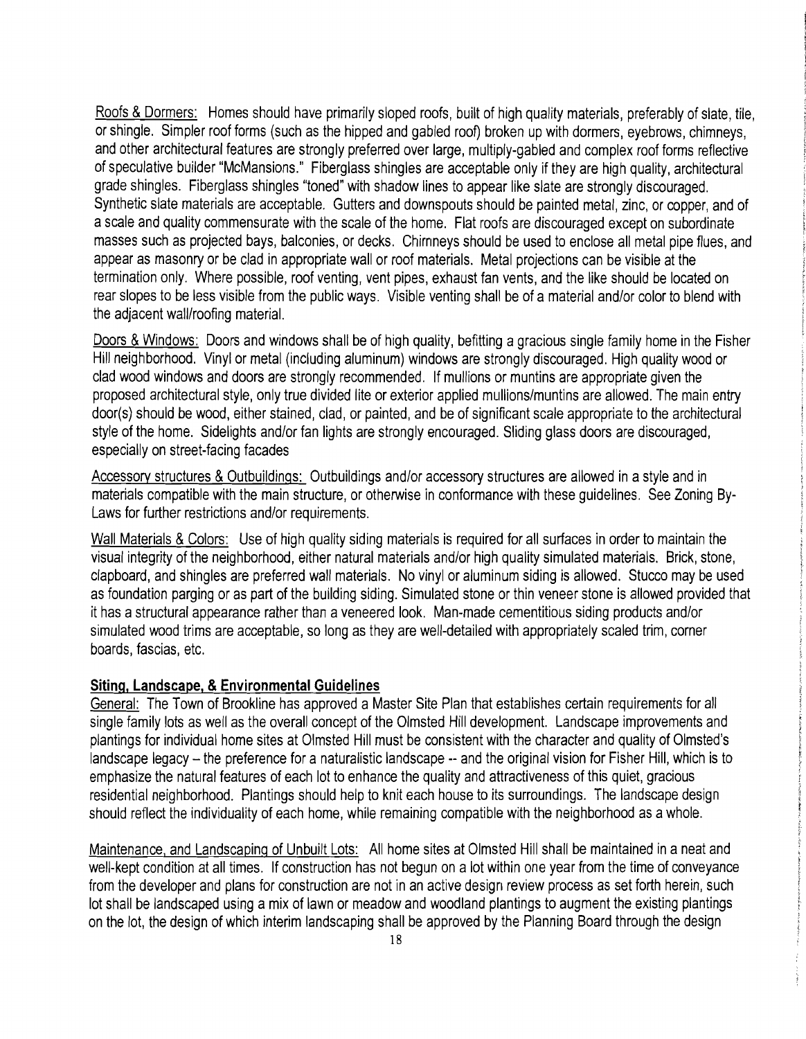Roofs & Dormers: Homes should have primarily sloped roofs, built of high quality materials, preferably of slate, tile, or shingle. Simpler roof forms (such as the hipped and gabled roof) broken up with dormers, eyebrows, chimneys, and other architectural features are strongly preferred over large, multiply-gabled and complex roof forms reflective of speculative builder "McMansions." Fiberglass shingles are acceptable only if they are high quality, architectural grade shingles. Fiberglass shingles "toned" with shadow lines to appear like slate are strongly discouraged. Synthetic slate materials are acceptable. Gutters and downspouts should be painted metal, zinc, or copper, and of a scale and quality commensurate with the scale of the home. Flat roofs are discouraged except on subordinate masses such as projected bays, balconies, or decks. Chimneys should be used to enclose all metal pipe flues, and appear as masonry or be clad in appropriate wall or roof materials. Metal projections can be visible at the termination only. Where possible, roof venting, vent pipes, exhaust fan vents, and the like should be located on rear slopes to be less visible from the public ways. Visible venting shall be of a material and/or color to blend with the adjacent wall/roofing material.

Doors & Windows: Doors and windows shall be of high quality, befitting a gracious single family home in the Fisher Hill neighborhood. Vinyl or metal (including aluminum) windows are strongly discouraged. High quality wood or clad wood windows and doors are strongly recommended. If mullions or muntins are appropriate given the proposed architectural style, only true divided lite or exterior applied mullions/muntins are allowed. The main entry door(s) should be wood, either stained, clad, or painted, and be of significant scale appropriate to the architectural style of the home. Sidelights and/or fan lights are strongly encouraged. Sliding glass doors are discouraged, especially on street-facing facades

Accessory structures & Outbuildings: Outbuildings and/or accessory structures are allowed in a style and in materials compatible with the main structure, or otherwise in conformance with these guidelines. See Zoning By-Laws for further restrictions and/or requirements.

Wall Materials & Colors: Use of high quality siding materials is required for all surfaces in order to maintain the visual integrity of the neighborhood, either natural materials and/or high quality simulated materials. Brick, stone, clapboard, and shingles are preferred wall materials. No vinyl or aluminum siding is allowed. Stucco may be used as foundation parging or as part of the building siding. Simulated stone or thin veneer stone is allowed provided that it has a structural appearance rather than a veneered look. Man-made cementitious siding products and/or simulated wood trims are acceptable, so long as they are well-detailed with appropriately scaled trim, corner boards, fascias, etc.

**Siting, Landscape, & Environmental Guidelines**

General: The Town of Brookline has approved a Master Site Plan that establishes certain requirements for all single family lots as well as the overall concept of the Olmsted Hill development. Landscape improvements and plantings for individual home sites at Olmsted Hill must be consistent with the character and quality of Olmsted's landscape legacy – the preference for a naturalistic landscape -- and the original vision for Fisher Hill, which is to emphasize the natural features of each lot to enhance the quality and attractiveness of this quiet, gracious residential neighborhood. Plantings should help to knit each house to its surroundings. The landscape design should reflect the individuality of each home, while remaining compatible with the neighborhood as a whole.

Maintenance, and Landscaping of Unbuilt Lots: All home sites at Olmsted Hill shall be maintained in a neat and well-kept condition at all times. If construction has not begun on a lot within one year from the time of conveyance from the developer and plans for construction are not in an active design review process as set forth herein, such lot shall be landscaped using a mix of lawn or meadow and woodland plantings to augment the existing plantings on the lot, the design of which interim landscaping shall be approved by the Planning Board through the design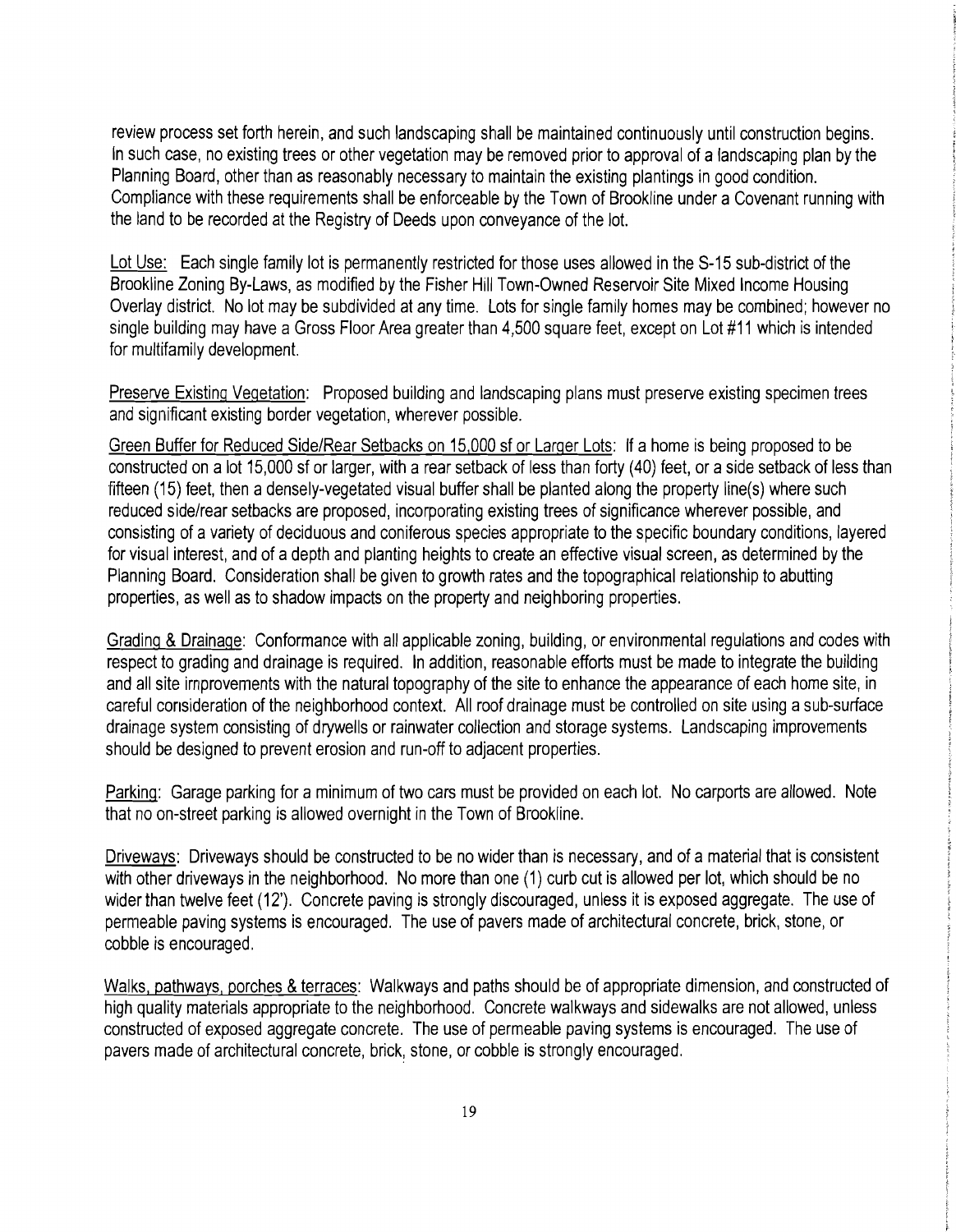review process set forth herein, and such landscaping shall be maintained continuously until construction begins. In such case, no existing trees or other vegetation may be removed prior to approval of a landscaping plan by the Planning Board, other than as reasonably necessary to maintain the existing plantings in good condition. Compliance with these requirements shall be enforceable by the Town of Brookline under a Covenant running with the land to be recorded at the Registry of Deeds upon conveyance of the lot.

Lot Use: Each single family lot is permanently restricted for those uses allowed in the S-15 sub-district of the Brookline Zoning By-Laws, as modified by the Fisher Hill Town-Owned Reservoir Site Mixed Income Housing Overlay district. No lot may be subdivided at any time. Lots for single family homes may be combined; however no single building may have a Gross Floor Area greater than 4,500 square feet, except on Lot #11 which is intended for multifamily development.

Preserve Existing Vegetation: Proposed building and landscaping plans must preserve existing specimen trees and significant existing border vegetation, wherever possible.

Green Buffer for Reduced Side/Rear Setbacks on 15,000 sf or Larger Lots: If a home is being proposed to be constructed on a lot 15,000 sf or larger, with a rear setback of less than forty (40) feet, or a side setback of less than fifteen (15) feet, then a densely-vegetated visual buffer shall be planted along the property line(s) where such reduced side/rear setbacks are proposed, incorporating existing trees of significance wherever possible, and consisting of a variety of deciduous and coniferous species appropriate to the specific boundary conditions, layered for visual interest, and of a depth and planting heights to create an effective visual screen, as determined by the Planning Board. Consideration shall be given to growth rates and the topographical relationship to abutting properties, as well as to shadow impacts on the property and neighboring properties.

Grading & Drainage: Conformance with all applicable zoning, building, or environmental regulations and codes with respect to grading and drainage is required. In addition, reasonable efforts must be made to integrate the building and all site improvements with the natural topography of the site to enhance the appearance of each home site, in careful consideration of the neighborhood context. All roof drainage must be controlled on site using a sub-surface drainage system consisting of drywells or rainwater collection and storage systems. Landscaping improvements should be designed to prevent erosion and run-off to adjacent properties.

Parking: Garage parking for a minimum of two cars must be provided on each lot. No carports are allowed. Note that no on-street parking is allowed overnight in the Town of Brookline.

Driveways: Driveways should be constructed to be no wider than is necessary, and of a material that is consistent with other driveways in the neighborhood. No more than one (1) curb cut is allowed per lot, which should be no wider than twelve feet (12'). Concrete paving is strongly discouraged, unless it is exposed aggregate. The use of permeable paving systems is encouraged. The use of pavers made of architectural concrete, brick, stone, or cobble is encouraged.

Walks, pathways, porches & terraces: Walkways and paths should be of appropriate dimension, and constructed of high quality materials appropriate to the neighborhood. Concrete walkways and sidewalks are not allowed, unless constructed of exposed aggregate concrete. The use of permeable paving systems is encouraged. The use of pavers made of architectural concrete, brick, stone, or cobble is strongly encouraged.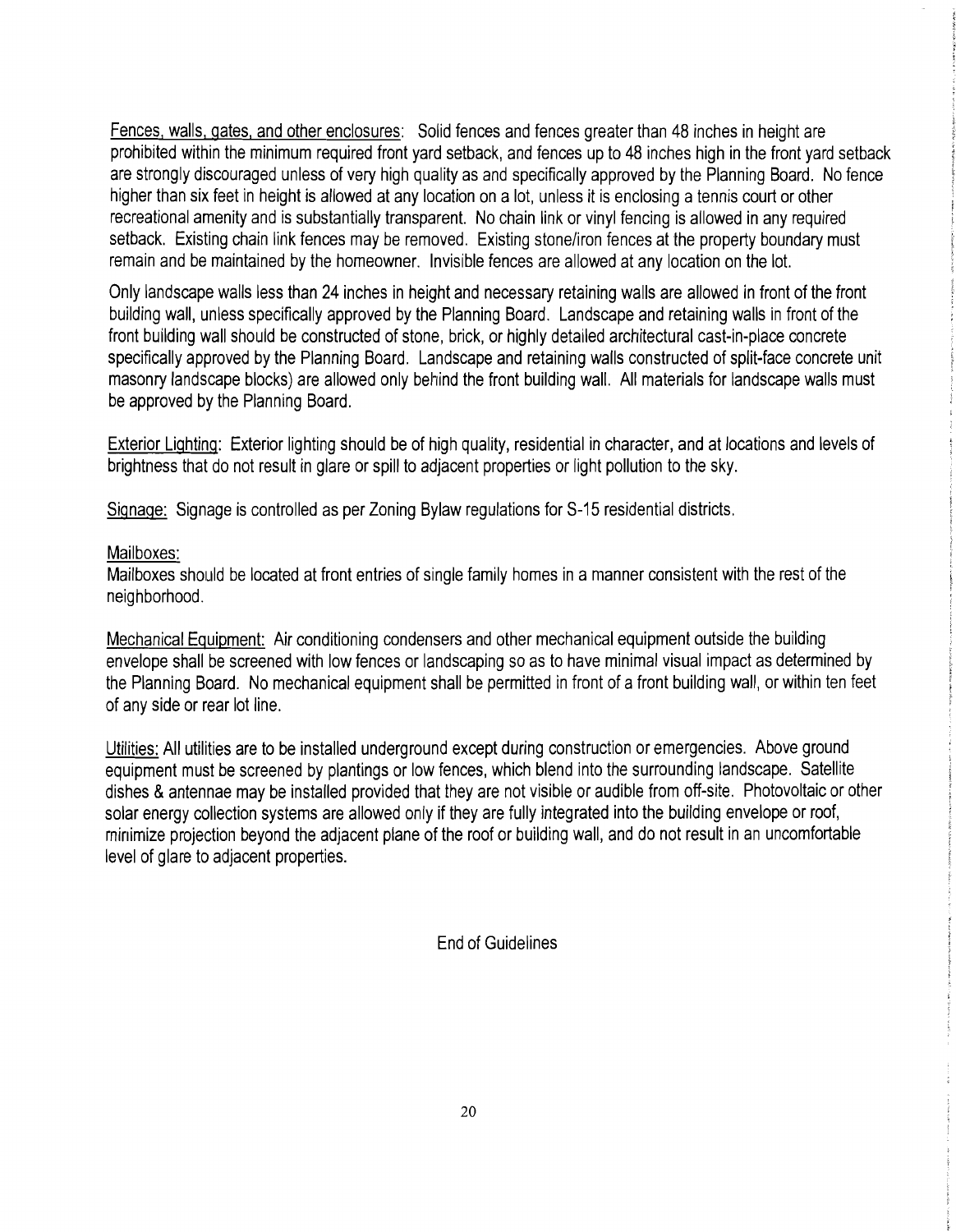Fences, walls, gates, and other enclosures: Solid fences and fences greater than 48 inches in height are prohibited within the minimum required front yard setback, and fences up to 48 inches high in the front yard setback are strongly discouraged unless of very high quality as and specifically approved by the Planning Board. No fence higher than six feet in height is allowed at any location on a lot, unless it is enclosing a tennis court or other recreational amenity and is substantially transparent. No chain link or vinyl fencing is allowed in any required setback. Existing chain link fences may be removed. Existing stone/iron fences at the property boundary must remain and be maintained by the homeowner. Invisible fences are allowed at any location on the lot.

Only landscape walls less than 24 inches in height and necessary retaining walls are allowed in front of the front building wall, unless specifically approved by the Planning Board. Landscape and retaining walls in front of the front building wall should be constructed of stone, brick, or highly detailed architectural cast-in-place concrete specifically approved by the Planning Board. Landscape and retaining walls constructed of split-face concrete unit masonry landscape blocks) are allowed only behind the front building wall. All materials for landscape walls must be approved by the Planning Board.

Exterior Lighting: Exterior lighting should be of high quality, residential in character, and at locations and levels of brightness that do not result in glare or spill to adjacent properties or light pollution to the sky.

Signage: Signage is controlled as per Zoning Bylaw regulations for S-15 residential districts.

Mailboxes:
Mailboxes should be located at front entries of single family homes in a manner consistent with the rest of the neighborhood.

Mechanical Equipment: Air conditioning condensers and other mechanical equipment outside the building envelope shall be screened with low fences or landscaping so as to have minimal visual impact as determined by the Planning Board. No mechanical equipment shall be permitted in front of a front building wall, or within ten feet of any side or rear lot line.

Utilities: All utilities are to be installed underground except during construction or emergencies. Above ground equipment must be screened by plantings or low fences, which blend into the surrounding landscape. Satellite dishes & antennae may be installed provided that they are not visible or audible from off-site. Photovoltaic or other solar energy collection systems are allowed only if they are fully integrated into the building envelope or roof, minimize projection beyond the adjacent plane of the roof or building wall, and do not result in an uncomfortable level of glare to adjacent properties.

End of Guidelines